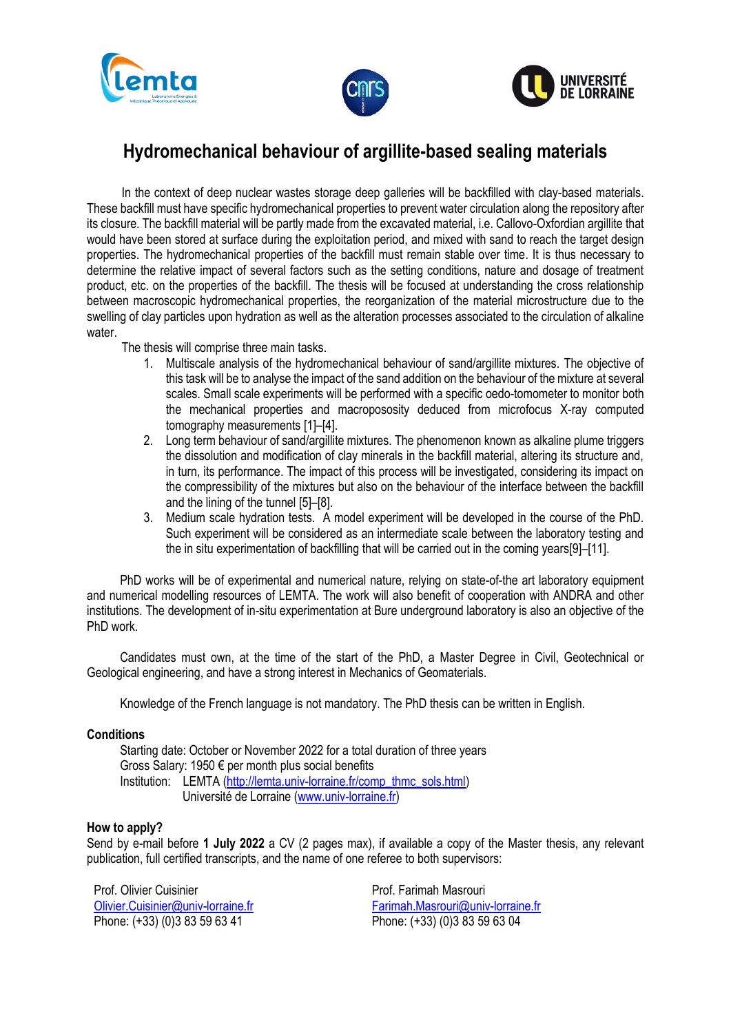# Hydromechanical behaviour of argillite-based sealing materials

In the context of deep nuclear wastes storage deep galleries will be backfilled with clay-based materials. These backfill must have specific hydromechanical properties to prevent water circulation along the repository after its closure. The backfill material will be partly made from the excavated material, i.e. Callovo-Oxfordian argillite that would have been stored at surface during the exploitation period, and mixed with sand to reach the target design properties. The hydromechanical properties of the backfill must remain stable over time. It is thus necessary to determine the relative impact of several factors such as the setting conditions, nature and dosage of treatment product, etc. on the properties of the backfill. The thesis will be focused at understanding the cross relationship between macroscopic hydromechanical properties, the reorganization of the material microstructure due to the swelling of clay particles upon hydration as well as the alteration processes associated to the circulation of alkaline water.

The thesis will comprise three main tasks.

1. Multiscale analysis of the hydromechanical behaviour of sand/argillite mixtures. The objective of this task will be to analyse the impact of the sand addition on the behaviour of the mixture at several scales. Small scale experiments will be performed with a specific oedo-tomometer to monitor both the mechanical properties and macroposocity deduced from microfocus X-ray computed tomography measurements [1]–[4].
2. Long term behaviour of sand/argillite mixtures. The phenomenon known as alkaline plume triggers the dissolution and modification of clay minerals in the backfill material, altering its structure and, in turn, its performance. The impact of this process will be investigated, considering its impact on the compressibility of the mixtures but also on the behaviour of the interface between the backfill and the lining of the tunnel [5]–[8].
3. Medium scale hydration tests. A model experiment will be developed in the course of the PhD. Such experiment will be considered as an intermediate scale between the laboratory testing and the in situ experimentation of backfilling that will be carried out in the coming years[9]–[11].

PhD works will be of experimental and numerical nature, relying on state-of-the art laboratory equipment and numerical modelling resources of LEMTA. The work will also benefit of cooperation with ANDRA and other institutions. The development of in-situ experimentation at Bure underground laboratory is also an objective of the PhD work.

Candidates must own, at the time of the start of the PhD, a Master Degree in Civil, Geotechnical or Geological engineering, and have a strong interest in Mechanics of Geomaterials.

Knowledge of the French language is not mandatory. The PhD thesis can be written in English.

### Conditions

Starting date: October or November 2022 for a total duration of three years
Gross Salary: 1950 € per month plus social benefits
Institution: LEMTA (http://lemta.univ-lorraine.fr/comp_thmc_sols.html)
Université de Lorraine (www.univ-lorraine.fr)

### How to apply?

Send by e-mail before **1 July 2022** a CV (2 pages max), if available a copy of the Master thesis, any relevant publication, full certified transcripts, and the name of one referee to both supervisors:

Prof. Olivier Cuisinier
Olivier.Cuisinier@univ-lorraine.fr
Phone: (+33) (0)3 83 59 63 41

Prof. Farimah Masrouri
Farimah.Masrouri@univ-lorraine.fr
Phone: (+33) (0)3 83 59 63 04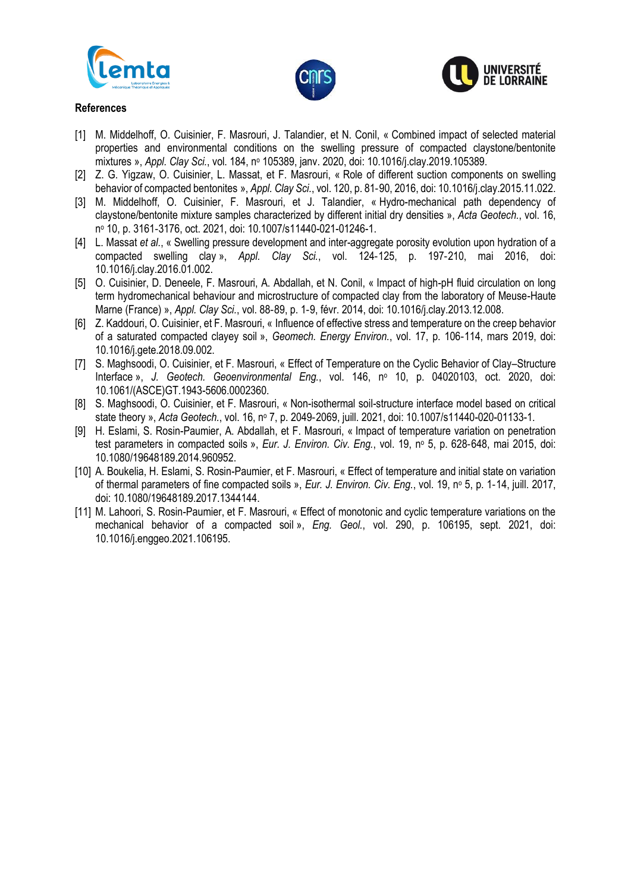**References**

[1] M. Middelhoff, O. Cuisinier, F. Masrouri, J. Talandier, et N. Conil, « Combined impact of selected material properties and environmental conditions on the swelling pressure of compacted claystone/bentonite mixtures », *Appl. Clay Sci.*, vol. 184, nᵒ 105389, janv. 2020, doi: 10.1016/j.clay.2019.105389.

[2] Z. G. Yigzaw, O. Cuisinier, L. Massat, et F. Masrouri, « Role of different suction components on swelling behavior of compacted bentonites », *Appl. Clay Sci.*, vol. 120, p. 81-90, 2016, doi: 10.1016/j.clay.2015.11.022.

[3] M. Middelhoff, O. Cuisinier, F. Masrouri, et J. Talandier, « Hydro-mechanical path dependency of claystone/bentonite mixture samples characterized by different initial dry densities », *Acta Geotech.*, vol. 16, nᵒ 10, p. 3161-3176, oct. 2021, doi: 10.1007/s11440-021-01246-1.

[4] L. Massat *et al.*, « Swelling pressure development and inter-aggregate porosity evolution upon hydration of a compacted swelling clay », *Appl. Clay Sci.*, vol. 124-125, p. 197-210, mai 2016, doi: 10.1016/j.clay.2016.01.002.

[5] O. Cuisinier, D. Deneele, F. Masrouri, A. Abdallah, et N. Conil, « Impact of high-pH fluid circulation on long term hydromechanical behaviour and microstructure of compacted clay from the laboratory of Meuse-Haute Marne (France) », *Appl. Clay Sci.*, vol. 88-89, p. 1-9, févr. 2014, doi: 10.1016/j.clay.2013.12.008.

[6] Z. Kaddouri, O. Cuisinier, et F. Masrouri, « Influence of effective stress and temperature on the creep behavior of a saturated compacted clayey soil », *Geomech. Energy Environ.*, vol. 17, p. 106-114, mars 2019, doi: 10.1016/j.gete.2018.09.002.

[7] S. Maghsoodi, O. Cuisinier, et F. Masrouri, « Effect of Temperature on the Cyclic Behavior of Clay–Structure Interface », *J. Geotech. Geoenvironmental Eng.*, vol. 146, nᵒ 10, p. 04020103, oct. 2020, doi: 10.1061/(ASCE)GT.1943-5606.0002360.

[8] S. Maghsoodi, O. Cuisinier, et F. Masrouri, « Non-isothermal soil-structure interface model based on critical state theory », *Acta Geotech.*, vol. 16, nᵒ 7, p. 2049-2069, juill. 2021, doi: 10.1007/s11440-020-01133-1.

[9] H. Eslami, S. Rosin-Paumier, A. Abdallah, et F. Masrouri, « Impact of temperature variation on penetration test parameters in compacted soils », *Eur. J. Environ. Civ. Eng.*, vol. 19, nᵒ 5, p. 628-648, mai 2015, doi: 10.1080/19648189.2014.960952.

[10] A. Boukelia, H. Eslami, S. Rosin-Paumier, et F. Masrouri, « Effect of temperature and initial state on variation of thermal parameters of fine compacted soils », *Eur. J. Environ. Civ. Eng.*, vol. 19, nᵒ 5, p. 1-14, juill. 2017, doi: 10.1080/19648189.2017.1344144.

[11] M. Lahoori, S. Rosin-Paumier, et F. Masrouri, « Effect of monotonic and cyclic temperature variations on the mechanical behavior of a compacted soil », *Eng. Geol.*, vol. 290, p. 106195, sept. 2021, doi: 10.1016/j.enggeo.2021.106195.